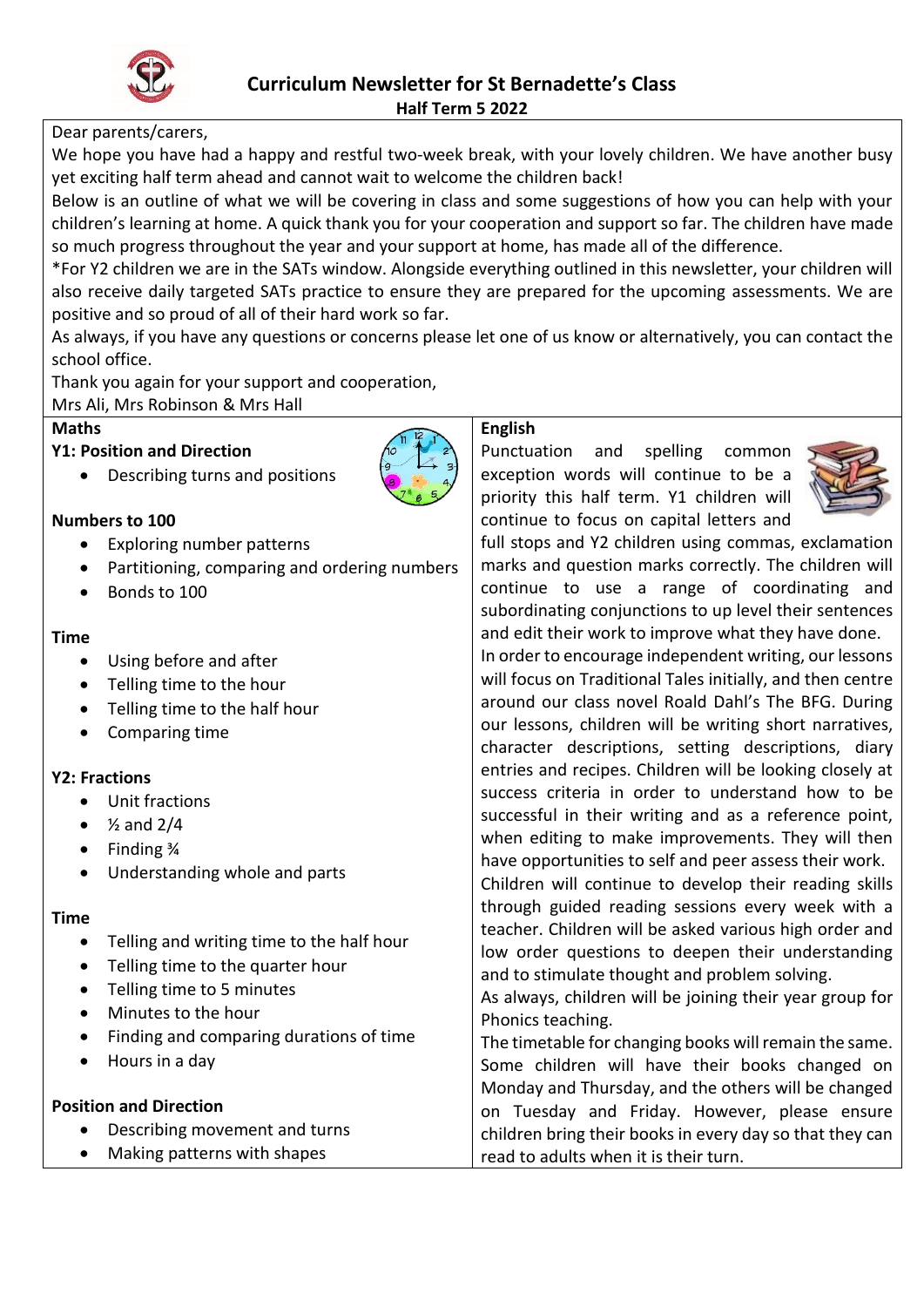# Curriculum Newsletter for St Bernadette's Class

**Half Term 5 2022**

Dear parents/carers,

We hope you have had a happy and restful two-week break, with your lovely children. We have another busy yet exciting half term ahead and cannot wait to welcome the children back!

Below is an outline of what we will be covering in class and some suggestions of how you can help with your children's learning at home. A quick thank you for your cooperation and support so far. The children have made so much progress throughout the year and your support at home, has made all of the difference.

*For Y2 children we are in the SATs window. Alongside everything outlined in this newsletter, your children will also receive daily targeted SATs practice to ensure they are prepared for the upcoming assessments. We are positive and so proud of all of their hard work so far.

As always, if you have any questions or concerns please let one of us know or alternatively, you can contact the school office.

Thank you again for your support and cooperation,

Mrs Ali, Mrs Robinson & Mrs Hall

## Maths

**Y1: Position and Direction**

- Describing turns and positions

**Numbers to 100**

- Exploring number patterns
- Partitioning, comparing and ordering numbers
- Bonds to 100

**Time**

- Using before and after
- Telling time to the hour
- Telling time to the half hour
- Comparing time

**Y2: Fractions**

- Unit fractions
- ½ and 2/4
- Finding ¾
- Understanding whole and parts

**Time**

- Telling and writing time to the half hour
- Telling time to the quarter hour
- Telling time to 5 minutes
- Minutes to the hour
- Finding and comparing durations of time
- Hours in a day

**Position and Direction**

- Describing movement and turns
- Making patterns with shapes

## English

Punctuation and spelling common exception words will continue to be a priority this half term. Y1 children will continue to focus on capital letters and full stops and Y2 children using commas, exclamation marks and question marks correctly. The children will continue to use a range of coordinating and subordinating conjunctions to up level their sentences and edit their work to improve what they have done.

In order to encourage independent writing, our lessons will focus on Traditional Tales initially, and then centre around our class novel Roald Dahl's The BFG. During our lessons, children will be writing short narratives, character descriptions, setting descriptions, diary entries and recipes. Children will be looking closely at success criteria in order to understand how to be successful in their writing and as a reference point, when editing to make improvements. They will then have opportunities to self and peer assess their work.

Children will continue to develop their reading skills through guided reading sessions every week with a teacher. Children will be asked various high order and low order questions to deepen their understanding and to stimulate thought and problem solving.

As always, children will be joining their year group for Phonics teaching.

The timetable for changing books will remain the same. Some children will have their books changed on Monday and Thursday, and the others will be changed on Tuesday and Friday. However, please ensure children bring their books in every day so that they can read to adults when it is their turn.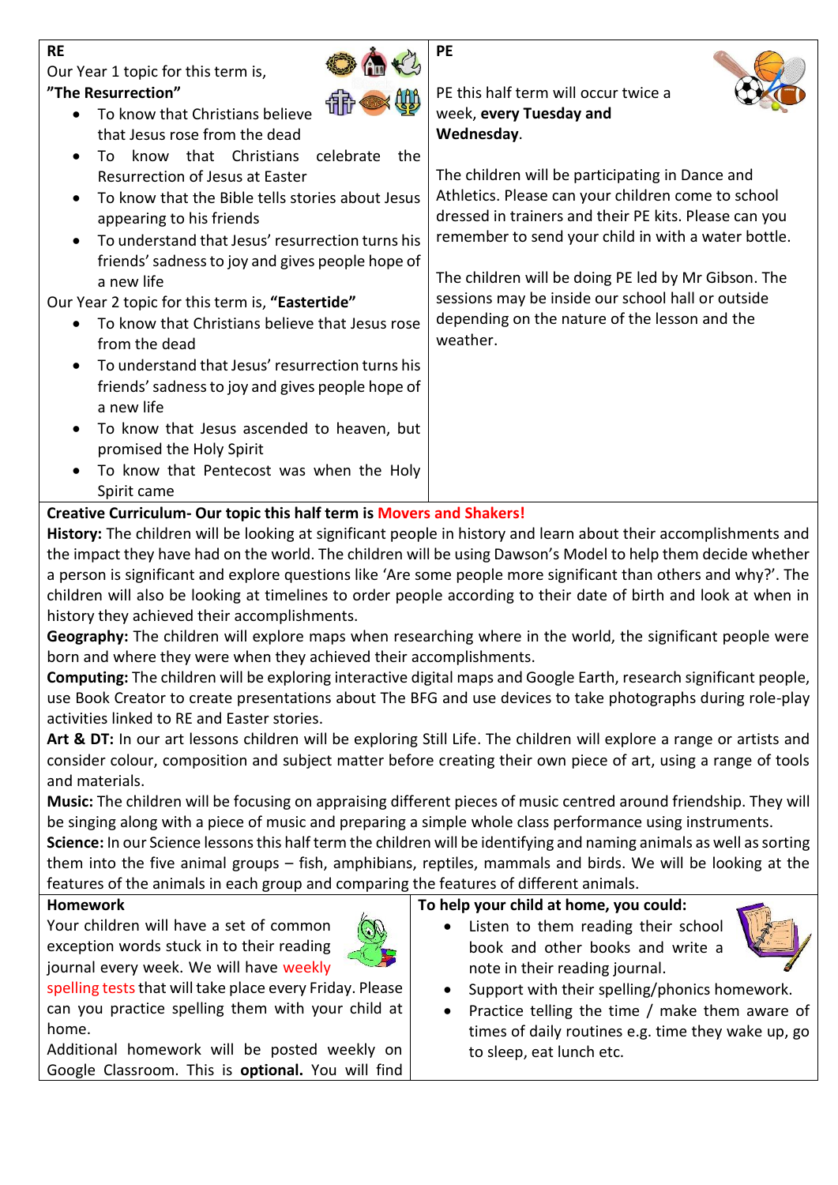## RE

Our Year 1 topic for this term is,
**"The Resurrection"**

- To know that Christians believe that Jesus rose from the dead
- To know that Christians celebrate the Resurrection of Jesus at Easter
- To know that the Bible tells stories about Jesus appearing to his friends
- To understand that Jesus' resurrection turns his friends' sadness to joy and gives people hope of a new life

Our Year 2 topic for this term is, **"Eastertide"**

- To know that Christians believe that Jesus rose from the dead
- To understand that Jesus' resurrection turns his friends' sadness to joy and gives people hope of a new life
- To know that Jesus ascended to heaven, but promised the Holy Spirit
- To know that Pentecost was when the Holy Spirit came

## PE

PE this half term will occur twice a week, **every Tuesday and Wednesday**.

The children will be participating in Dance and Athletics. Please can your children come to school dressed in trainers and their PE kits. Please can you remember to send your child in with a water bottle.

The children will be doing PE led by Mr Gibson. The sessions may be inside our school hall or outside depending on the nature of the lesson and the weather.

## Creative Curriculum- Our topic this half term is Movers and Shakers!

**History:** The children will be looking at significant people in history and learn about their accomplishments and the impact they have had on the world. The children will be using Dawson's Model to help them decide whether a person is significant and explore questions like 'Are some people more significant than others and why?'. The children will also be looking at timelines to order people according to their date of birth and look at when in history they achieved their accomplishments.

**Geography:** The children will explore maps when researching where in the world, the significant people were born and where they were when they achieved their accomplishments.

**Computing:** The children will be exploring interactive digital maps and Google Earth, research significant people, use Book Creator to create presentations about The BFG and use devices to take photographs during role-play activities linked to RE and Easter stories.

**Art & DT:** In our art lessons children will be exploring Still Life. The children will explore a range or artists and consider colour, composition and subject matter before creating their own piece of art, using a range of tools and materials.

**Music:** The children will be focusing on appraising different pieces of music centred around friendship. They will be singing along with a piece of music and preparing a simple whole class performance using instruments.

**Science:** In our Science lessons this half term the children will be identifying and naming animals as well as sorting them into the five animal groups – fish, amphibians, reptiles, mammals and birds. We will be looking at the features of the animals in each group and comparing the features of different animals.

## Homework

Your children will have a set of common exception words stuck in to their reading journal every week. We will have weekly spelling tests that will take place every Friday. Please can you practice spelling them with your child at home.

Additional homework will be posted weekly on Google Classroom. This is **optional.** You will find

## To help your child at home, you could:

- Listen to them reading their school book and other books and write a note in their reading journal.
- Support with their spelling/phonics homework.
- Practice telling the time / make them aware of times of daily routines e.g. time they wake up, go to sleep, eat lunch etc.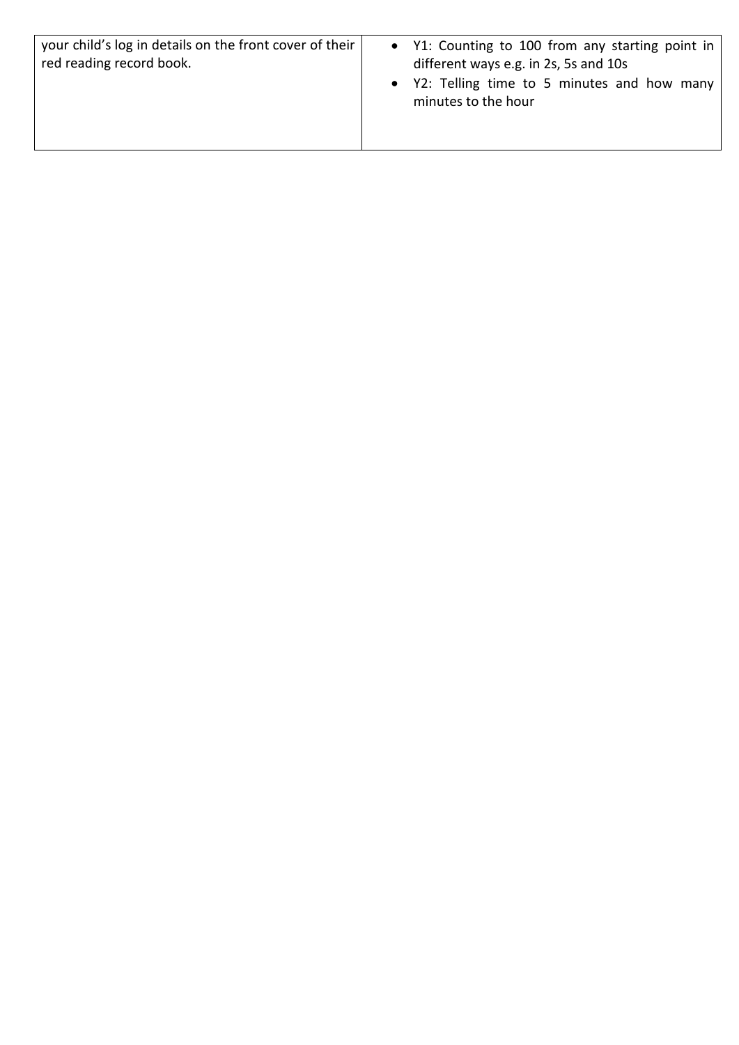| | |
|---|---|
| your child's log in details on the front cover of their red reading record book. | • Y1: Counting to 100 from any starting point in different ways e.g. in 2s, 5s and 10s<br>• Y2: Telling time to 5 minutes and how many minutes to the hour |